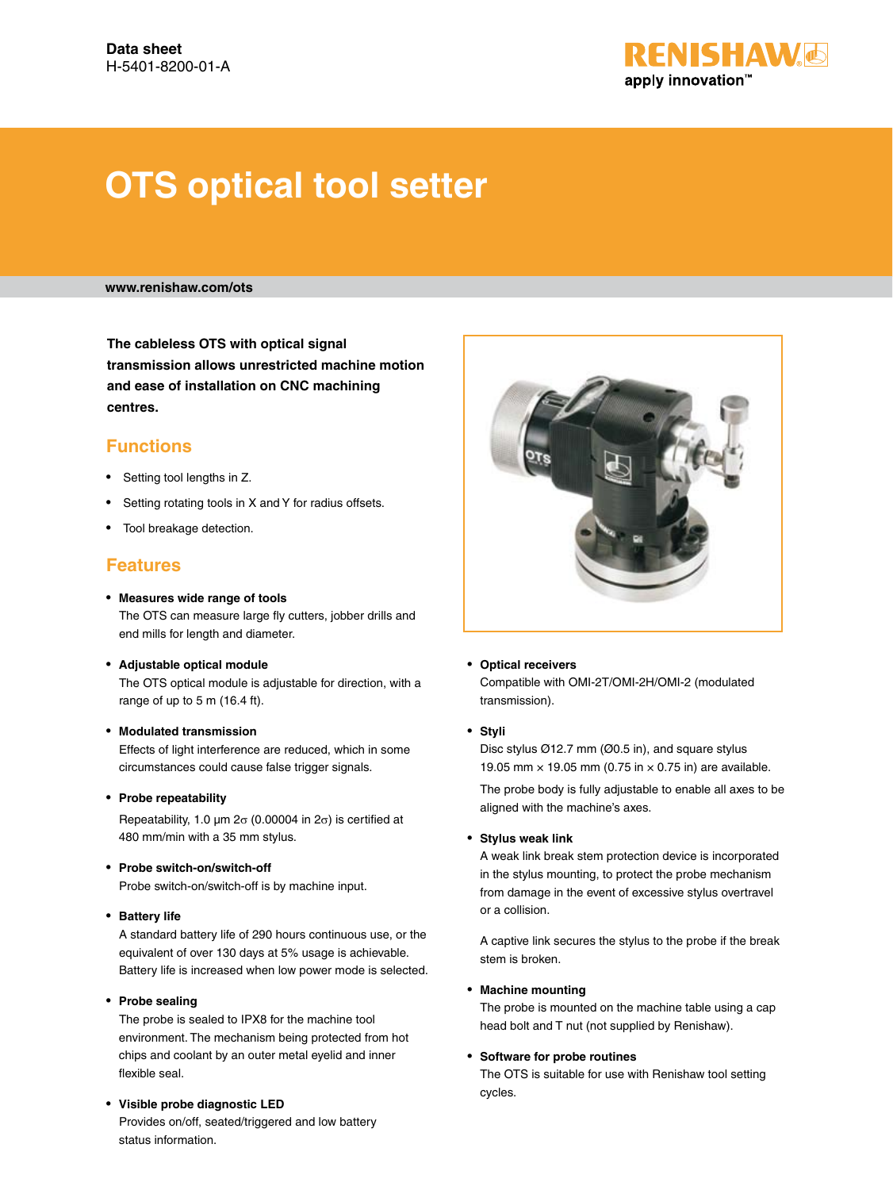Data sheet
H-5401-8200-01-A

# OTS optical tool setter

www.renishaw.com/ots

**The cableless OTS with optical signal transmission allows unrestricted machine motion and ease of installation on CNC machining centres.**

## Functions

- Setting tool lengths in Z.
- Setting rotating tools in X and Y for radius offsets.
- Tool breakage detection.

## Features

- **Measures wide range of tools**
  The OTS can measure large fly cutters, jobber drills and end mills for length and diameter.

- **Adjustable optical module**
  The OTS optical module is adjustable for direction, with a range of up to 5 m (16.4 ft).

- **Modulated transmission**
  Effects of light interference are reduced, which in some circumstances could cause false trigger signals.

- **Probe repeatability**
  Repeatability, 1.0 µm 2σ (0.00004 in 2σ) is certified at 480 mm/min with a 35 mm stylus.

- **Probe switch-on/switch-off**
  Probe switch-on/switch-off is by machine input.

- **Battery life**
  A standard battery life of 290 hours continuous use, or the equivalent of over 130 days at 5% usage is achievable. Battery life is increased when low power mode is selected.

- **Probe sealing**
  The probe is sealed to IPX8 for the machine tool environment. The mechanism being protected from hot chips and coolant by an outer metal eyelid and inner flexible seal.

- **Visible probe diagnostic LED**
  Provides on/off, seated/triggered and low battery status information.

- **Optical receivers**
  Compatible with OMI-2T/OMI-2H/OMI-2 (modulated transmission).

- **Styli**
  Disc stylus Ø12.7 mm (Ø0.5 in), and square stylus 19.05 mm × 19.05 mm (0.75 in × 0.75 in) are available.

  The probe body is fully adjustable to enable all axes to be aligned with the machine's axes.

- **Stylus weak link**
  A weak link break stem protection device is incorporated in the stylus mounting, to protect the probe mechanism from damage in the event of excessive stylus overtravel or a collision.

  A captive link secures the stylus to the probe if the break stem is broken.

- **Machine mounting**
  The probe is mounted on the machine table using a cap head bolt and T nut (not supplied by Renishaw).

- **Software for probe routines**
  The OTS is suitable for use with Renishaw tool setting cycles.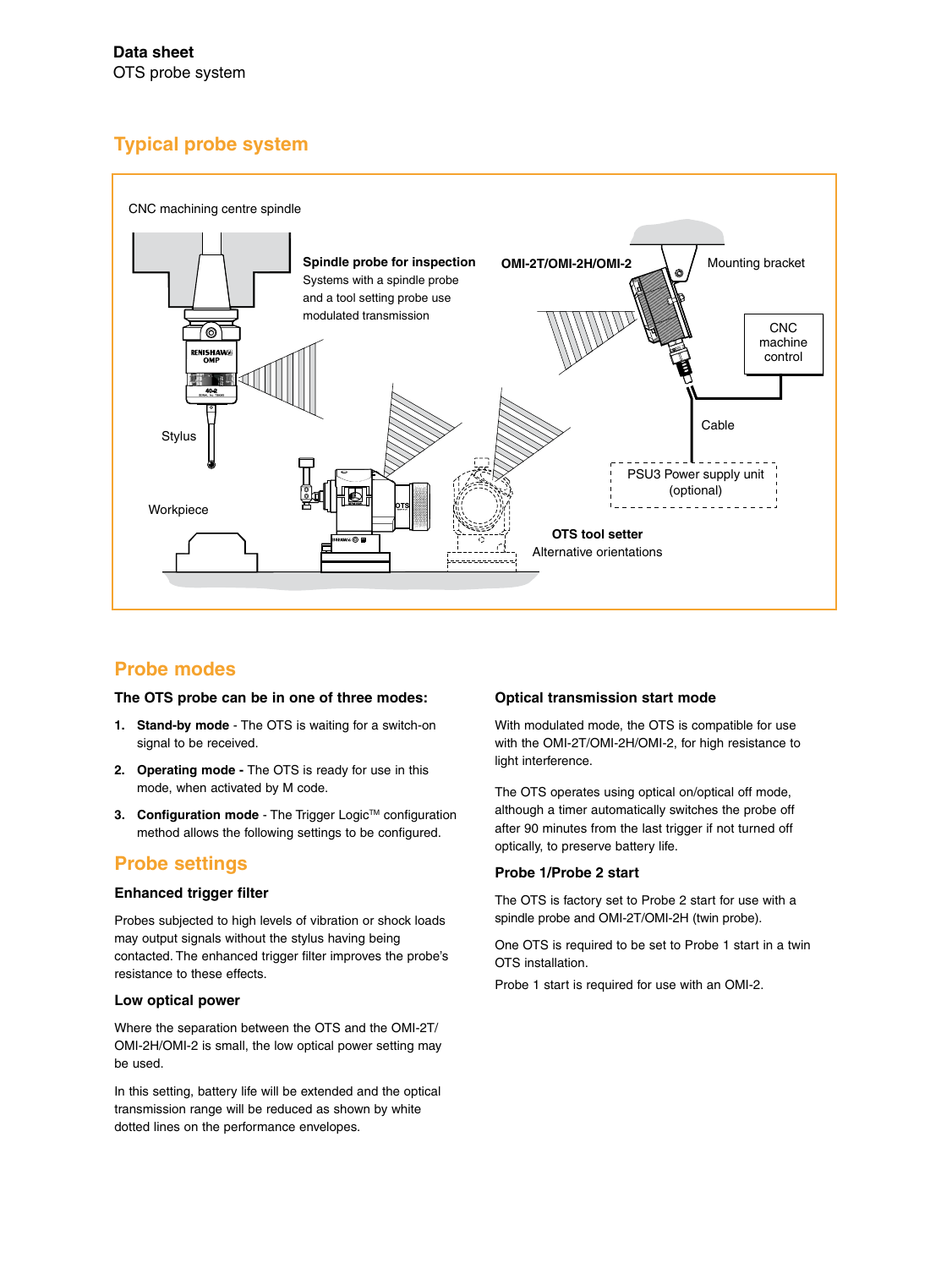## Typical probe system

CNC machining centre spindle

**Spindle probe for inspection**
Systems with a spindle probe and a tool setting probe use modulated transmission

**OMI-2T/OMI-2H/OMI-2**

Mounting bracket

CNC machine control

Stylus

Cable

PSU3 Power supply unit (optional)

Workpiece

**OTS tool setter**
Alternative orientations

## Probe modes

### The OTS probe can be in one of three modes:

1. **Stand-by mode** - The OTS is waiting for a switch-on signal to be received.
2. **Operating mode -** The OTS is ready for use in this mode, when activated by M code.
3. **Configuration mode** - The Trigger Logic™ configuration method allows the following settings to be configured.

## Probe settings

### Enhanced trigger filter

Probes subjected to high levels of vibration or shock loads may output signals without the stylus having being contacted. The enhanced trigger filter improves the probe's resistance to these effects.

### Low optical power

Where the separation between the OTS and the OMI-2T/OMI-2H/OMI-2 is small, the low optical power setting may be used.

In this setting, battery life will be extended and the optical transmission range will be reduced as shown by white dotted lines on the performance envelopes.

### Optical transmission start mode

With modulated mode, the OTS is compatible for use with the OMI-2T/OMI-2H/OMI-2, for high resistance to light interference.

The OTS operates using optical on/optical off mode, although a timer automatically switches the probe off after 90 minutes from the last trigger if not turned off optically, to preserve battery life.

### Probe 1/Probe 2 start

The OTS is factory set to Probe 2 start for use with a spindle probe and OMI-2T/OMI-2H (twin probe).

One OTS is required to be set to Probe 1 start in a twin OTS installation.

Probe 1 start is required for use with an OMI-2.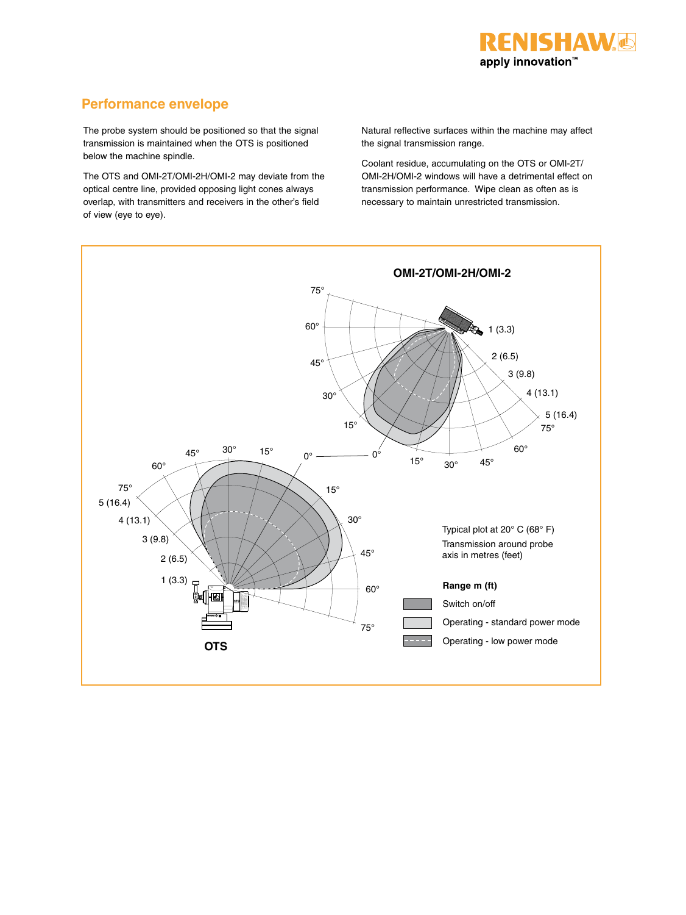## Performance envelope

The probe system should be positioned so that the signal transmission is maintained when the OTS is positioned below the machine spindle.

The OTS and OMI-2T/OMI-2H/OMI-2 may deviate from the optical centre line, provided opposing light cones always overlap, with transmitters and receivers in the other's field of view (eye to eye).

Natural reflective surfaces within the machine may affect the signal transmission range.

Coolant residue, accumulating on the OTS or OMI-2T/OMI-2H/OMI-2 windows will have a detrimental effect on transmission performance. Wipe clean as often as is necessary to maintain unrestricted transmission.

**OMI-2T/OMI-2H/OMI-2**

**OTS**

Typical plot at 20° C (68° F)

Transmission around probe axis in metres (feet)

**Range m (ft)**

- Switch on/off
- Operating - standard power mode
- Operating - low power mode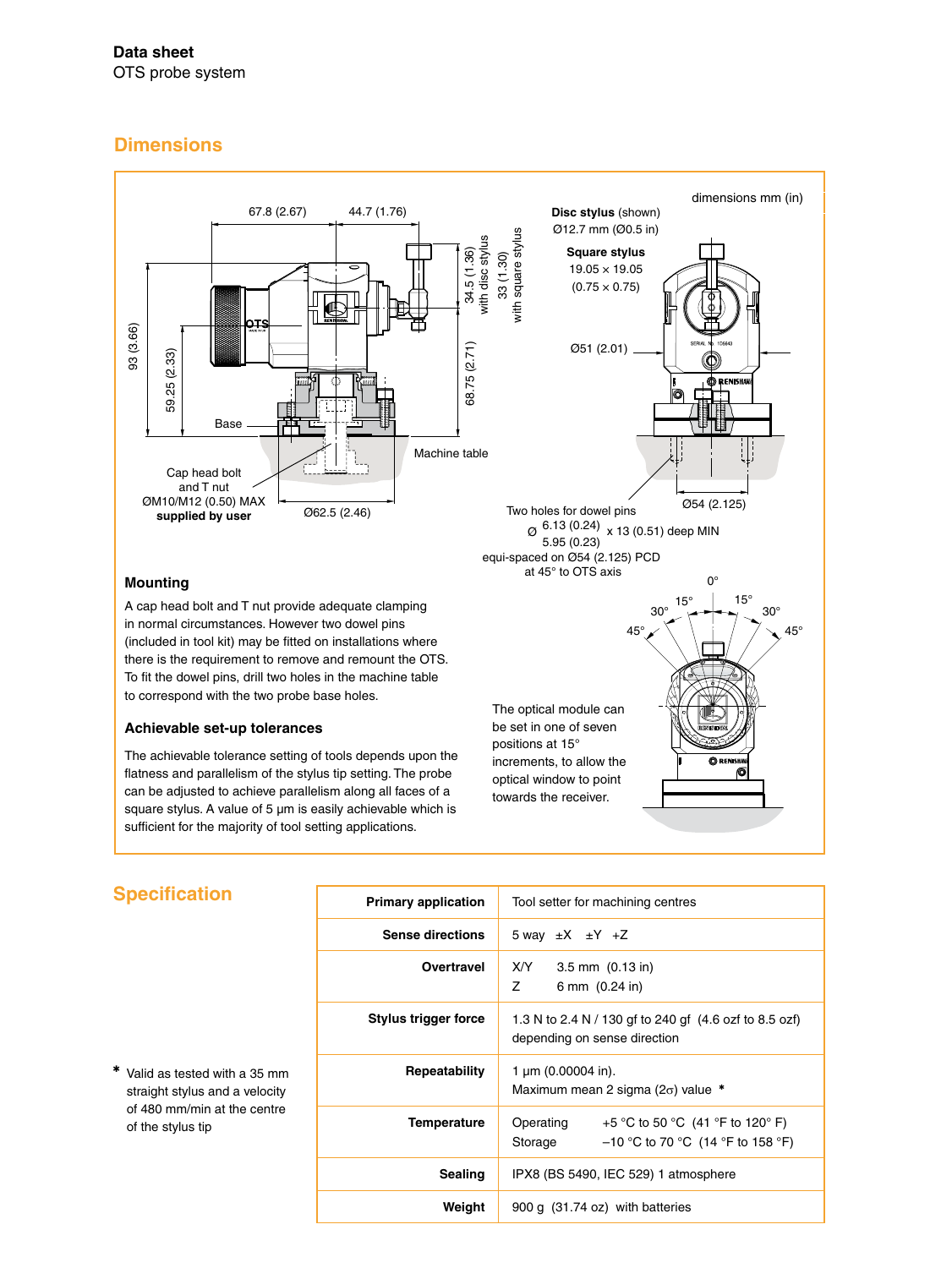**Data sheet**
OTS probe system

## Dimensions

dimensions mm (in)

67.8 (2.67) 44.7 (1.76)

34.5 (1.36) with disc stylus

33 (1.30) with square stylus

93 (3.66)

59.25 (2.33)

68.75 (2.71)

Base

Machine table

Cap head bolt and T nut ØM10/M12 (0.50) MAX **supplied by user**

Ø62.5 (2.46)

**Disc stylus** (shown) Ø12.7 mm (Ø0.5 in)

**Square stylus** 19.05 × 19.05 (0.75 × 0.75)

Ø51 (2.01)

Ø54 (2.125)

Two holes for dowel pins Ø 6.13 (0.24) / 5.95 (0.23) x 13 (0.51) deep MIN equi-spaced on Ø54 (2.125) PCD at 45° to OTS axis

0° 15° 15° 30° 30° 45° 45°

### Mounting

A cap head bolt and T nut provide adequate clamping in normal circumstances. However two dowel pins (included in tool kit) may be fitted on installations where there is the requirement to remove and remount the OTS. To fit the dowel pins, drill two holes in the machine table to correspond with the two probe base holes.

### Achievable set-up tolerances

The achievable tolerance setting of tools depends upon the flatness and parallelism of the stylus tip setting. The probe can be adjusted to achieve parallelism along all faces of a square stylus. A value of 5 µm is easily achievable which is sufficient for the majority of tool setting applications.

The optical module can be set in one of seven positions at 15° increments, to allow the optical window to point towards the receiver.

## Specification

| | |
|---|---|
| **Primary application** | Tool setter for machining centres |
| **Sense directions** | 5 way ±X ±Y +Z |
| **Overtravel** | X/Y 3.5 mm (0.13 in)<br>Z 6 mm (0.24 in) |
| **Stylus trigger force** | 1.3 N to 2.4 N / 130 gf to 240 gf (4.6 ozf to 8.5 ozf) depending on sense direction |
| **Repeatability** | 1 µm (0.00004 in).<br>Maximum mean 2 sigma (2σ) value * |
| **Temperature** | Operating +5 °C to 50 °C (41 °F to 120° F)<br>Storage −10 °C to 70 °C (14 °F to 158 °F) |
| **Sealing** | IPX8 (BS 5490, IEC 529) 1 atmosphere |
| **Weight** | 900 g (31.74 oz) with batteries |

* Valid as tested with a 35 mm straight stylus and a velocity of 480 mm/min at the centre of the stylus tip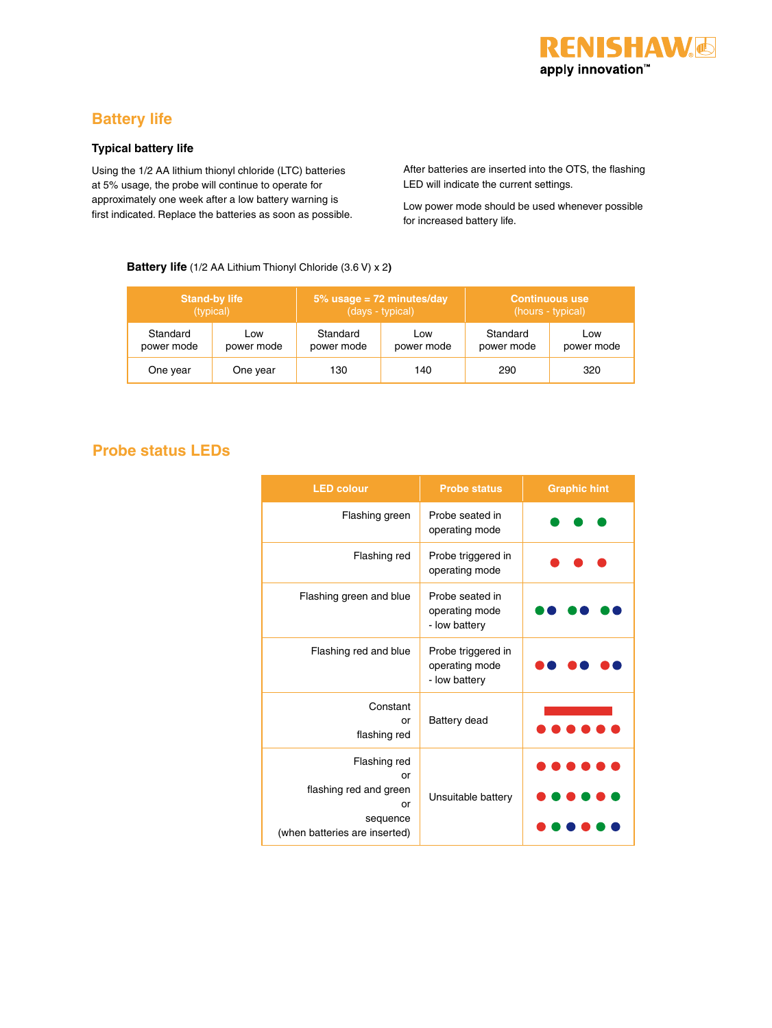## Battery life

### Typical battery life

Using the 1/2 AA lithium thionyl chloride (LTC) batteries at 5% usage, the probe will continue to operate for approximately one week after a low battery warning is first indicated. Replace the batteries as soon as possible.

After batteries are inserted into the OTS, the flashing LED will indicate the current settings.

Low power mode should be used whenever possible for increased battery life.

**Battery life** (1/2 AA Lithium Thionyl Chloride (3.6 V) x 2**)**

| Stand-by life (typical) | | 5% usage = 72 minutes/day (days - typical) | | Continuous use (hours - typical) | |
|---|---|---|---|---|---|
| Standard power mode | Low power mode | Standard power mode | Low power mode | Standard power mode | Low power mode |
| One year | One year | 130 | 140 | 290 | 320 |

## Probe status LEDs

| LED colour | Probe status | Graphic hint |
|---|---|---|
| Flashing green | Probe seated in operating mode | |
| Flashing red | Probe triggered in operating mode | |
| Flashing green and blue | Probe seated in operating mode - low battery | |
| Flashing red and blue | Probe triggered in operating mode - low battery | |
| Constant or flashing red | Battery dead | |
| Flashing red or flashing red and green or sequence (when batteries are inserted) | Unsuitable battery | |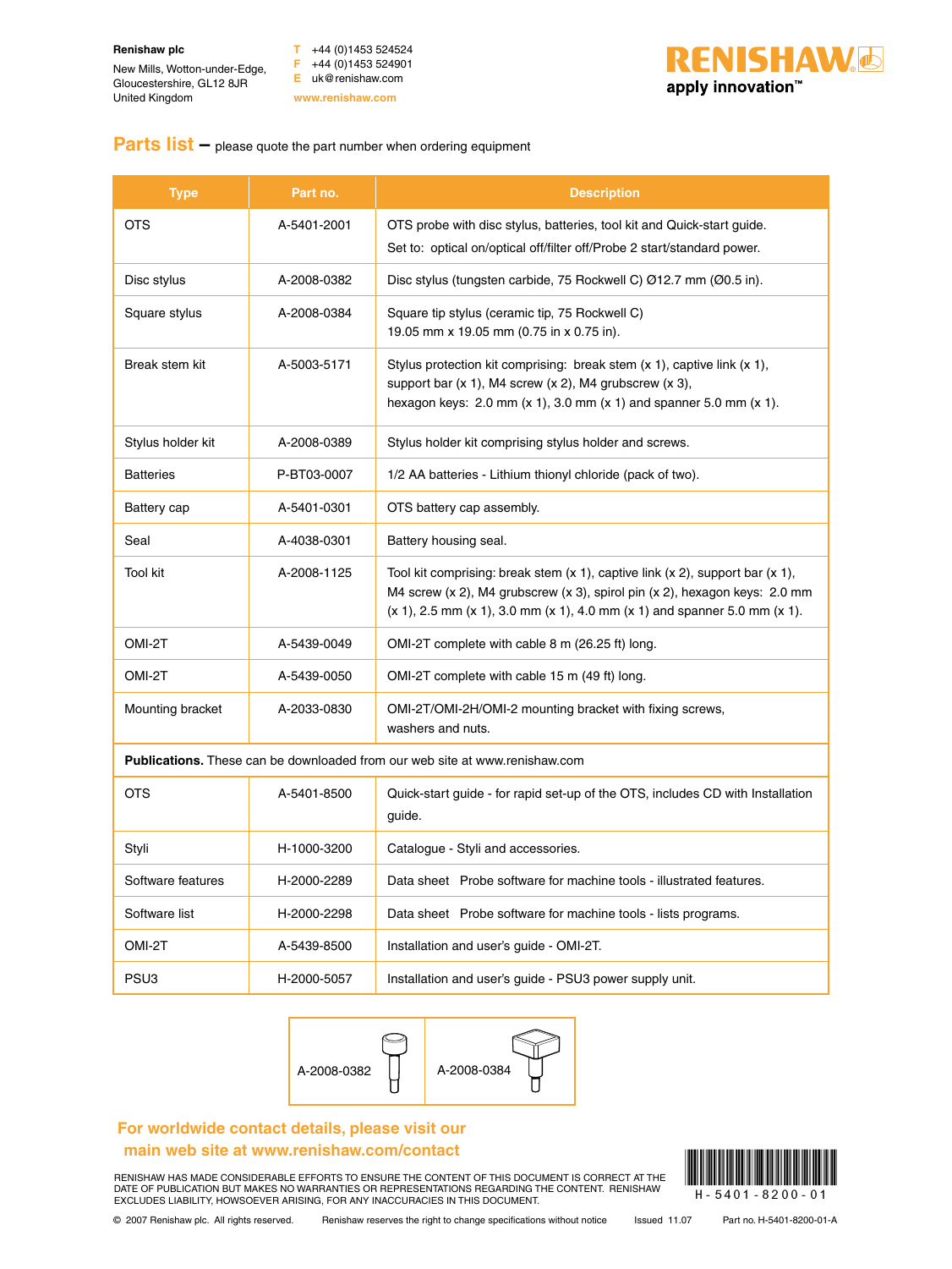**Renishaw plc**

New Mills, Wotton-under-Edge,
Gloucestershire, GL12 8JR
United Kingdom

T +44 (0)1453 524524
F +44 (0)1453 524901
E uk@renishaw.com

www.renishaw.com

RENISHAW
apply innovation™

## Parts list – please quote the part number when ordering equipment

| Type | Part no. | Description |
|---|---|---|
| OTS | A-5401-2001 | OTS probe with disc stylus, batteries, tool kit and Quick-start guide. Set to: optical on/optical off/filter off/Probe 2 start/standard power. |
| Disc stylus | A-2008-0382 | Disc stylus (tungsten carbide, 75 Rockwell C) Ø12.7 mm (Ø0.5 in). |
| Square stylus | A-2008-0384 | Square tip stylus (ceramic tip, 75 Rockwell C) 19.05 mm x 19.05 mm (0.75 in x 0.75 in). |
| Break stem kit | A-5003-5171 | Stylus protection kit comprising: break stem (x 1), captive link (x 1), support bar (x 1), M4 screw (x 2), M4 grubscrew (x 3), hexagon keys: 2.0 mm (x 1), 3.0 mm (x 1) and spanner 5.0 mm (x 1). |
| Stylus holder kit | A-2008-0389 | Stylus holder kit comprising stylus holder and screws. |
| Batteries | P-BT03-0007 | 1/2 AA batteries - Lithium thionyl chloride (pack of two). |
| Battery cap | A-5401-0301 | OTS battery cap assembly. |
| Seal | A-4038-0301 | Battery housing seal. |
| Tool kit | A-2008-1125 | Tool kit comprising: break stem (x 1), captive link (x 2), support bar (x 1), M4 screw (x 2), M4 grubscrew (x 3), spirol pin (x 2), hexagon keys: 2.0 mm (x 1), 2.5 mm (x 1), 3.0 mm (x 1), 4.0 mm (x 1) and spanner 5.0 mm (x 1). |
| OMI-2T | A-5439-0049 | OMI-2T complete with cable 8 m (26.25 ft) long. |
| OMI-2T | A-5439-0050 | OMI-2T complete with cable 15 m (49 ft) long. |
| Mounting bracket | A-2033-0830 | OMI-2T/OMI-2H/OMI-2 mounting bracket with fixing screws, washers and nuts. |
| **Publications.** These can be downloaded from our web site at www.renishaw.com | | |
| OTS | A-5401-8500 | Quick-start guide - for rapid set-up of the OTS, includes CD with Installation guide. |
| Styli | H-1000-3200 | Catalogue - Styli and accessories. |
| Software features | H-2000-2289 | Data sheet Probe software for machine tools - illustrated features. |
| Software list | H-2000-2298 | Data sheet Probe software for machine tools - lists programs. |
| OMI-2T | A-5439-8500 | Installation and user's guide - OMI-2T. |
| PSU3 | H-2000-5057 | Installation and user's guide - PSU3 power supply unit. |

A-2008-0382

A-2008-0384

**For worldwide contact details, please visit our main web site at www.renishaw.com/contact**

RENISHAW HAS MADE CONSIDERABLE EFFORTS TO ENSURE THE CONTENT OF THIS DOCUMENT IS CORRECT AT THE DATE OF PUBLICATION BUT MAKES NO WARRANTIES OR REPRESENTATIONS REGARDING THE CONTENT. RENISHAW EXCLUDES LIABILITY, HOWSOEVER ARISING, FOR ANY INACCURACIES IN THIS DOCUMENT.

H-5401-8200-01

© 2007 Renishaw plc. All rights reserved. Renishaw reserves the right to change specifications without notice Issued 11.07 Part no. H-5401-8200-01-A